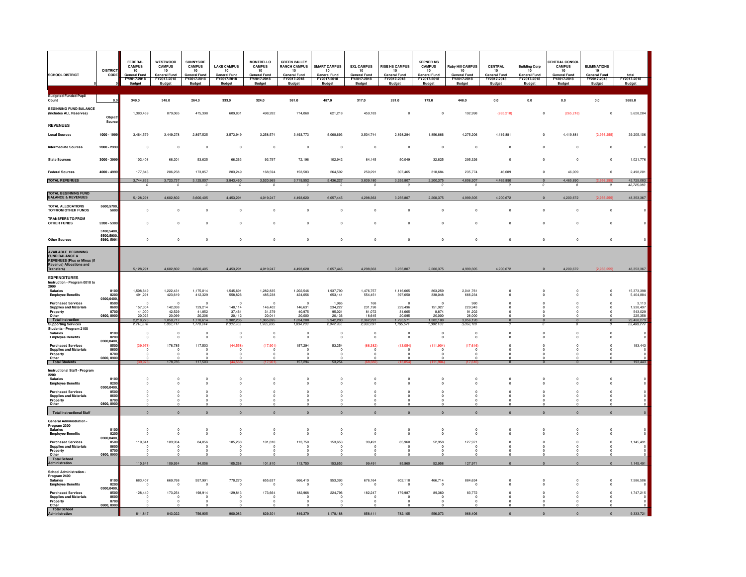| SCHOOL DISTRICT | DISTRICT CODE | FEDERAL CAMPUS 10 General Fund FY2017-2018 Budget | WESTWOOD CAMPUS 10 General Fund FY2017-2018 Budget | SUNNYSIDE CAMPUS 10 General Fund FY2017-2018 Budget | LAKE CAMPUS 10 General Fund FY2017-2018 Budget | MONTBELLO CAMPUS 10 General Fund FY2017-2018 Budget | GREEN VALLEY RANCH CAMPUS 10 General Fund FY2017-2018 Budget | SMART CAMPUS 10 General Fund FY2017-2018 Budget | EXL CAMPUS 10 General Fund FY2017-2018 Budget | RISE HS CAMPUS 10 General Fund FY2017-2018 Budget | KEPNER MS CAMPUS 10 General Fund FY2017-2018 Budget | Ruby Hill CAMPUS 10 General Fund FY2017-2018 Budget | CENTRAL 10 General Fund FY2017-2018 Budget | Building Corp 10 General Fund FY2017-2018 Budget | CENTRAL CONSOL CAMPUS 10 General Fund FY2017-2018 Budget | ELIMINATIONS 10 General Fund FY2017-2018 Budget | total FY2017-2018 Budget |
|---|---|---|---|---|---|---|---|---|---|---|---|---|---|---|---|---|---|
| 0 | 0 | | | | | | | | | | | | | | | | |
| Budgeted Funded Pupil Count | 0.0 | 349.0 | 348.0 | 264.0 | 333.0 | 324.0 | 361.0 | 487.0 | 317.0 | 281.0 | 173.0 | 448.0 | 0.0 | 0.0 | 0.0 | 0.0 | 3685.0 |
| BEGINNING FUND BALANCE (Includes ALL Reserves) | | 1,383,459 | 879,065 | 475,398 | 609,831 | 498,282 | 774,068 | 621,218 | 459,183 | 0 | 0 | 192,998 | (265,218) | 0 | (265,218) | 0 | 5,628,284 |
| **REVENUES** | Object/ Source | | | | | | | | | | | | | | | | |
| Local Sources | 1000 - 1999 | 3,464,579 | 3,449,278 | 2,897,525 | 3,573,949 | 3,258,574 | 3,493,773 | 5,068,693 | 3,504,744 | 2,898,294 | 1,856,866 | 4,275,206 | 4,419,881 | 0 | 4,419,881 | (2,956,255) | 39,205,106 |
| Intermediate Sources | 2000 - 2999 | 0 | 0 | 0 | 0 | 0 | 0 | 0 | 0 | 0 | 0 | 0 | 0 | 0 | 0 | 0 | 0 |
| State Sources | 3000 - 3999 | 102,408 | 68,201 | 53,625 | 66,263 | 93,797 | 72,196 | 102,942 | 84,145 | 50,049 | 32,825 | 295,326 | 0 | 0 | 0 | 0 | 1,021,776 |
| Federal Sources | 4000 - 4999 | 177,845 | 206,258 | 173,857 | 203,249 | 168,594 | 153,583 | 264,592 | 250,291 | 307,465 | 310,684 | 235,774 | 46,009 | 0 | 46,009 | 0 | 2,498,201 |
| TOTAL REVENUES | | 3,744,832 | 3,723,737 | 3,125,007 | 3,843,460 | 3,520,965 | 3,719,552 | 5,436,227 | 3,839,180 | 3,255,807 | 2,200,375 | 4,806,307 | 4,465,890 | 0 | 4,465,890 | (2,956,255) | 42,725,083 |
| | | 0 | 0 | 0 | 0 | 0 | 0 | 0 | 0 | 0 | 0 | 0 | 0 | 0 | 0 | 0 | 42,725,083 |
| TOTAL BEGINNING FUND BALANCE & REVENUES | | 5,128,291 | 4,602,802 | 3,600,405 | 4,453,291 | 4,019,247 | 4,493,620 | 6,057,445 | 4,298,363 | 3,255,807 | 2,200,375 | 4,999,305 | 4,200,672 | 0 | 4,200,672 | (2,956,255) | 48,353,367 |
| TOTAL ALLOCATIONS TO/FROM OTHER FUNDS | 5600,5700, 5800 | 0 | 0 | 0 | 0 | 0 | 0 | 0 | 0 | 0 | 0 | 0 | 0 | 0 | 0 | 0 | 0 |
| TRANSFERS TO/FROM OTHER FUNDS | 5200 - 5300 | 0 | 0 | 0 | 0 | 0 | 0 | 0 | 0 | 0 | 0 | 0 | 0 | 0 | 0 | 0 | 0 |
| Other Sources | 5100,5400, 5500,5900, 5990, 5991 | 0 | 0 | 0 | 0 | 0 | 0 | 0 | 0 | 0 | 0 | 0 | 0 | 0 | 0 | 0 | 0 |
| AVAILABLE BEGINNING FUND BALANCE & REVENUES (Plus or Minus (if Revenue) Allocations and Transfers) | | 5,128,291 | 4,602,802 | 3,600,405 | 4,453,291 | 4,019,247 | 4,493,620 | 6,057,445 | 4,298,363 | 3,255,807 | 2,200,375 | 4,999,305 | 4,200,672 | 0 | 4,200,672 | (2,956,255) | 48,353,367 |
| **EXPENDITURES** | | | | | | | | | | | | | | | | | |
| Instruction - Program 0010 to 2099 | | | | | | | | | | | | | | | | | |
| Salaries | 0100 | 1,508,649 | 1,222,431 | 1,175,014 | 1,545,691 | 1,282,835 | 1,202,546 | 1,937,790 | 1,476,757 | 1,116,665 | 863,259 | 2,041,761 | 0 | 0 | 0 | 0 | 15,373,398 |
| Employee Benefits | 0200 | 491,291 | 423,619 | 412,329 | 558,826 | 485,238 | 424,056 | 653,141 | 554,451 | 397,650 | 338,048 | 666,234 | 0 | 0 | 0 | 0 | 5,404,884 |
| Purchased Services | 0300,0400, 0500 | 0 | 0 | 0 | 0 | 0 | 0 | 1,965 | 168 | 0 | 0 | 980 | 0 | 0 | 0 | 0 | 3,113 |
| Supplies and Materials | 0600 | 157,304 | 142,038 | 129,214 | 140,114 | 146,402 | 146,631 | 234,227 | 231,198 | 229,496 | 151,927 | 229,943 | 0 | 0 | 0 | 0 | 1,938,497 |
| Property | 0700 | 41,000 | 42,529 | 41,852 | 37,461 | 31,379 | 40,975 | 95,021 | 81,072 | 31,665 | 8,874 | 91,202 | 0 | 0 | 0 | 0 | 543,029 |
| Other | 0800, 0900 | 20,025 | 20,099 | 20,206 | 20,112 | 20,041 | 20,000 | 20,136 | 18,645 | 20,095 | 20,000 | 26,000 | 0 | 0 | 0 | 0 | 225,358 |
| Total Instruction | | 2,218,270 | 1,850,717 | 1,778,614 | 2,302,205 | 1,965,895 | 1,834,208 | 2,942,280 | 2,362,291 | 1,795,571 | 1,382,108 | 3,056,120 | 0 | 0 | 0 | 0 | 23,488,279 |
| | | 2,218,270 | 1,850,717 | 1,778,614 | 2,302,205 | 1,965,895 | 1,834,208 | 2,942,280 | 2,362,291 | 1,795,571 | 1,382,108 | 3,056,120 | 0 | 0 | 0 | 0 | 23,488,279 |
| Supporting Services Students - Program 2100 | | | | | | | | | | | | | | | | | |
| Salaries | 0100 | 0 | 0 | 0 | 0 | 0 | 0 | 0 | 0 | 0 | 0 | 0 | 0 | 0 | 0 | 0 | 0 |
| Employee Benefits | 0200 | 0 | 0 | 0 | 0 | 0 | 0 | 0 | 0 | 0 | 0 | 0 | 0 | 0 | 0 | 0 | 0 |
| Purchased Services | 0300,0400, 0500 | (39,978) | 178,785 | 117,503 | (44,558) | (17,901) | 157,294 | 53,254 | (68,382) | (13,054) | (111,904) | (17,616) | 0 | 0 | 0 | 0 | 193,443 |
| Supplies and Materials | 0600 | 0 | 0 | 0 | 0 | 0 | 0 | 0 | 0 | 0 | 0 | 0 | 0 | 0 | 0 | 0 | 0 |
| Property | 0700 | 0 | 0 | 0 | 0 | 0 | 0 | 0 | 0 | 0 | 0 | 0 | 0 | 0 | 0 | 0 | 0 |
| Other | 0800, 0900 | 0 | 0 | 0 | 0 | 0 | 0 | 0 | 0 | 0 | 0 | 0 | 0 | 0 | 0 | 0 | 0 |
| Total Students | | (39,978) | 178,785 | 117,503 | (44,558) | (17,901) | 157,294 | 53,254 | (68,382) | (13,054) | (111,904) | (17,616) | 0 | 0 | 0 | 0 | 193,443 |
| Instructional Staff - Program 2200 | | | | | | | | | | | | | | | | | |
| Salaries | 0100 | 0 | 0 | 0 | 0 | 0 | 0 | 0 | 0 | 0 | 0 | 0 | 0 | 0 | 0 | 0 | 0 |
| Employee Benefits | 0200 | 0 | 0 | 0 | 0 | 0 | 0 | 0 | 0 | 0 | 0 | 0 | 0 | 0 | 0 | 0 | 0 |
| Purchased Services | 0300,0400, 0500 | 0 | 0 | 0 | 0 | 0 | 0 | 0 | 0 | 0 | 0 | 0 | 0 | 0 | 0 | 0 | 0 |
| Supplies and Materials | 0600 | 0 | 0 | 0 | 0 | 0 | 0 | 0 | 0 | 0 | 0 | 0 | 0 | 0 | 0 | 0 | 0 |
| Property | 0700 | 0 | 0 | 0 | 0 | 0 | 0 | 0 | 0 | 0 | 0 | 0 | 0 | 0 | 0 | 0 | 0 |
| Other | 0800, 0900 | 0 | 0 | 0 | 0 | 0 | 0 | 0 | 0 | 0 | 0 | 0 | 0 | 0 | 0 | 0 | 0 |
| Total Instructional Staff | | 0 | 0 | 0 | 0 | 0 | 0 | 0 | 0 | 0 | 0 | 0 | 0 | 0 | 0 | 0 | 0 |
| General Administration - Program 2300 | | | | | | | | | | | | | | | | | |
| Salaries | 0100 | 0 | 0 | 0 | 0 | 0 | 0 | 0 | 0 | 0 | 0 | 0 | 0 | 0 | 0 | 0 | 0 |
| Employee Benefits | 0200 | 0 | 0 | 0 | 0 | 0 | 0 | 0 | 0 | 0 | 0 | 0 | 0 | 0 | 0 | 0 | 0 |
| Purchased Services | 0300,0400, 0500 | 110,641 | 109,934 | 84,056 | 105,268 | 101,810 | 113,750 | 153,653 | 99,491 | 85,960 | 52,958 | 127,971 | 0 | 0 | 0 | 0 | 1,145,491 |
| Supplies and Materials | 0600 | 0 | 0 | 0 | 0 | 0 | 0 | 0 | 0 | 0 | 0 | 0 | 0 | 0 | 0 | 0 | 0 |
| Property | 0700 | 0 | 0 | 0 | 0 | 0 | 0 | 0 | 0 | 0 | 0 | 0 | 0 | 0 | 0 | 0 | 0 |
| Other | 0800, 0900 | 0 | 0 | 0 | 0 | 0 | 0 | 0 | 0 | 0 | 0 | 0 | 0 | 0 | 0 | 0 | 0 |
| Total School Administration | | 110,641 | 109,934 | 84,056 | 105,268 | 101,810 | 113,750 | 153,653 | 99,491 | 85,960 | 52,958 | 127,971 | 0 | 0 | 0 | 0 | 1,145,491 |
| School Administration - Program 2400 | | | | | | | | | | | | | | | | | |
| Salaries | 0100 | 683,407 | 669,768 | 557,991 | 770,270 | 655,637 | 666,410 | 953,393 | 676,164 | 602,118 | 466,714 | 884,634 | 0 | 0 | 0 | 0 | 7,586,506 |
| Employee Benefits | 0200 | 0 | 0 | 0 | 0 | 0 | 0 | 0 | 0 | 0 | 0 | 0 | 0 | 0 | 0 | 0 | 0 |
| Purchased Services | 0300,0400, 0500 | 128,440 | 173,254 | 198,914 | 129,813 | 173,664 | 182,968 | 224,796 | 182,247 | 179,987 | 89,360 | 83,772 | 0 | 0 | 0 | 0 | 1,747,215 |
| Supplies and Materials | 0600 | 0 | 0 | 0 | 0 | 0 | 0 | 0 | 0 | 0 | 0 | 0 | 0 | 0 | 0 | 0 | 0 |
| Property | 0700 | 0 | 0 | 0 | 0 | 0 | 0 | 0 | 0 | 0 | 0 | 0 | 0 | 0 | 0 | 0 | 0 |
| Other | 0800, 0900 | 0 | 0 | 0 | 0 | 0 | 0 | 0 | 0 | 0 | 0 | 0 | 0 | 0 | 0 | 0 | 0 |
| Total School Administration | | 811,847 | 843,022 | 756,905 | 900,083 | 829,301 | 849,379 | 1,178,188 | 858,411 | 782,105 | 556,073 | 968,406 | 0 | 0 | 0 | 0 | 9,333,721 |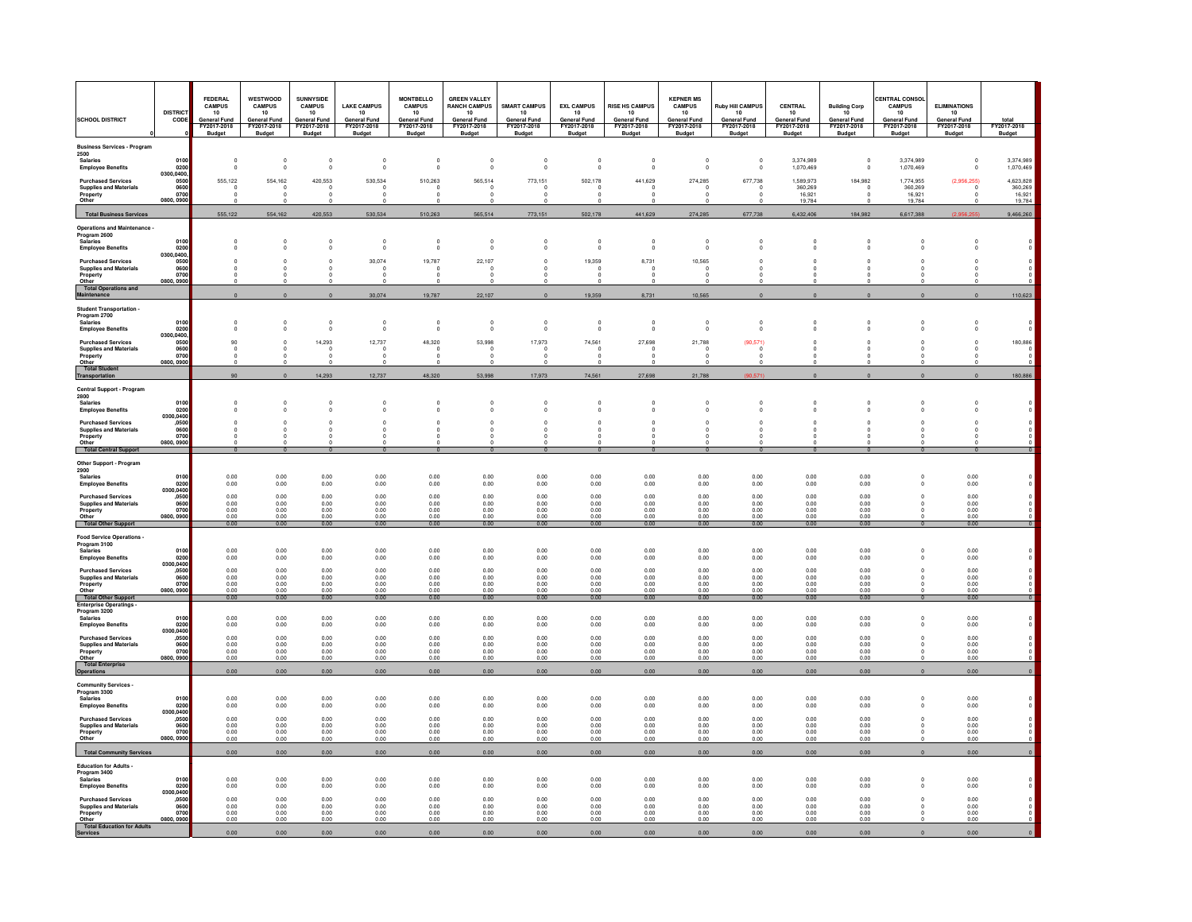| SCHOOL DISTRICT | DISTRICT CODE | FEDERAL CAMPUS 10 General Fund FY2017-2018 Budget | WESTWOOD CAMPUS 10 General Fund FY2017-2018 Budget | SUNNYSIDE CAMPUS 10 General Fund FY2017-2018 Budget | LAKE CAMPUS 10 General Fund FY2017-2018 Budget | MONTBELLO CAMPUS 10 General Fund FY2017-2018 Budget | GREEN VALLEY RANCH CAMPUS 10 General Fund FY2017-2018 Budget | SMART CAMPUS 10 General Fund FY2017-2018 Budget | EXL CAMPUS 10 General Fund FY2017-2018 Budget | RISE HS CAMPUS 10 General Fund FY2017-2018 Budget | KEPNER MS CAMPUS 10 General Fund FY2017-2018 Budget | Ruby Hill CAMPUS 10 General Fund FY2017-2018 Budget | CENTRAL 10 General Fund FY2017-2018 Budget | Building Corp 10 General Fund FY2017-2018 Budget | CENTRAL CONSOL CAMPUS 10 General Fund FY2017-2018 Budget | ELIMINATIONS 10 General Fund FY2017-2018 Budget | total FY2017-2018 Budget |
|---|---|---|---|---|---|---|---|---|---|---|---|---|---|---|---|---|---|
| 0 | 0 | | | | | | | | | | | | | | | | |
| **Business Services - Program 2500** | | | | | | | | | | | | | | | | | |
| Salaries | 0100 | 0 | 0 | 0 | 0 | 0 | 0 | 0 | 0 | 0 | 0 | 0 | 3,374,989 | 0 | 3,374,989 | 0 | 3,374,989 |
| Employee Benefits | 0200 | 0 | 0 | 0 | 0 | 0 | 0 | 0 | 0 | 0 | 0 | 0 | 1,070,469 | 0 | 1,070,469 | 0 | 1,070,469 |
| Purchased Services | 0300,0400, 0500 | 555,122 | 554,162 | 420,553 | 530,534 | 510,263 | 565,514 | 773,151 | 502,178 | 441,629 | 274,285 | 677,738 | 1,589,973 | 184,982 | 1,774,955 | (2,956,255) | 4,623,828 |
| Supplies and Materials | 0600 | 0 | 0 | 0 | 0 | 0 | 0 | 0 | 0 | 0 | 0 | 0 | 360,269 | 0 | 360,269 | 0 | 360,269 |
| Property | 0700 | 0 | 0 | 0 | 0 | 0 | 0 | 0 | 0 | 0 | 0 | 0 | 16,921 | 0 | 16,921 | 0 | 16,921 |
| Other | 0800, 0900 | 0 | 0 | 0 | 0 | 0 | 0 | 0 | 0 | 0 | 0 | 0 | 19,784 | 0 | 19,784 | 0 | 19,784 |
| **Total Business Services** | | 555,122 | 554,162 | 420,553 | 530,534 | 510,263 | 565,514 | 773,151 | 502,178 | 441,629 | 274,285 | 677,738 | 6,432,406 | 184,982 | 6,617,388 | (2,956,255) | 9,466,260 |
| **Operations and Maintenance - Program 2600** | | | | | | | | | | | | | | | | | |
| Salaries | 0100 | 0 | 0 | 0 | 0 | 0 | 0 | 0 | 0 | 0 | 0 | 0 | 0 | 0 | 0 | 0 | 0 |
| Employee Benefits | 0200 | 0 | 0 | 0 | 0 | 0 | 0 | 0 | 0 | 0 | 0 | 0 | 0 | 0 | 0 | 0 | 0 |
| Purchased Services | 0300,0400, 0500 | 0 | 0 | 0 | 30,074 | 19,787 | 22,107 | 0 | 19,359 | 8,731 | 10,565 | 0 | 0 | 0 | 0 | 0 | 0 |
| Supplies and Materials | 0600 | 0 | 0 | 0 | 0 | 0 | 0 | 0 | 0 | 0 | 0 | 0 | 0 | 0 | 0 | 0 | 0 |
| Property | 0700 | 0 | 0 | 0 | 0 | 0 | 0 | 0 | 0 | 0 | 0 | 0 | 0 | 0 | 0 | 0 | 0 |
| Other | 0800, 0900 | 0 | 0 | 0 | 0 | 0 | 0 | 0 | 0 | 0 | 0 | 0 | 0 | 0 | 0 | 0 | 0 |
| **Total Operations and Maintenance** | | 0 | 0 | 0 | 30,074 | 19,787 | 22,107 | 0 | 19,359 | 8,731 | 10,565 | 0 | 0 | 0 | 0 | 0 | 110,623 |
| **Student Transportation - Program 2700** | | | | | | | | | | | | | | | | | |
| Salaries | 0100 | 0 | 0 | 0 | 0 | 0 | 0 | 0 | 0 | 0 | 0 | 0 | 0 | 0 | 0 | 0 | 0 |
| Employee Benefits | 0200 | 0 | 0 | 0 | 0 | 0 | 0 | 0 | 0 | 0 | 0 | 0 | 0 | 0 | 0 | 0 | 0 |
| Purchased Services | 0300,0400, 0500 | 90 | 0 | 14,293 | 12,737 | 48,320 | 53,998 | 17,973 | 74,561 | 27,698 | 21,788 | (90,571) | 0 | 0 | 0 | 0 | 180,886 |
| Supplies and Materials | 0600 | 0 | 0 | 0 | 0 | 0 | 0 | 0 | 0 | 0 | 0 | 0 | 0 | 0 | 0 | 0 | 0 |
| Property | 0700 | 0 | 0 | 0 | 0 | 0 | 0 | 0 | 0 | 0 | 0 | 0 | 0 | 0 | 0 | 0 | 0 |
| Other | 0800, 0900 | 0 | 0 | 0 | 0 | 0 | 0 | 0 | 0 | 0 | 0 | 0 | 0 | 0 | 0 | 0 | 0 |
| **Total Student Transportation** | | 90 | 0 | 14,293 | 12,737 | 48,320 | 53,998 | 17,973 | 74,561 | 27,698 | 21,788 | (90,571) | 0 | 0 | 0 | 0 | 180,886 |
| **Central Support - Program 2800** | | | | | | | | | | | | | | | | | |
| Salaries | 0100 | 0 | 0 | 0 | 0 | 0 | 0 | 0 | 0 | 0 | 0 | 0 | 0 | 0 | 0 | 0 | 0 |
| Employee Benefits | 0200 | 0 | 0 | 0 | 0 | 0 | 0 | 0 | 0 | 0 | 0 | 0 | 0 | 0 | 0 | 0 | 0 |
| Purchased Services | 0300,0400 ,0500 | 0 | 0 | 0 | 0 | 0 | 0 | 0 | 0 | 0 | 0 | 0 | 0 | 0 | 0 | 0 | 0 |
| Supplies and Materials | 0600 | 0 | 0 | 0 | 0 | 0 | 0 | 0 | 0 | 0 | 0 | 0 | 0 | 0 | 0 | 0 | 0 |
| Property | 0700 | 0 | 0 | 0 | 0 | 0 | 0 | 0 | 0 | 0 | 0 | 0 | 0 | 0 | 0 | 0 | 0 |
| Other | 0800, 0900 | 0 | 0 | 0 | 0 | 0 | 0 | 0 | 0 | 0 | 0 | 0 | 0 | 0 | 0 | 0 | 0 |
| **Total Central Support** | | 0 | 0 | 0 | 0 | 0 | 0 | 0 | 0 | 0 | 0 | 0 | 0 | 0 | 0 | 0 | 0 |
| **Other Support - Program 2900** | | | | | | | | | | | | | | | | | |
| Salaries | 0100 | 0.00 | 0.00 | 0.00 | 0.00 | 0.00 | 0.00 | 0.00 | 0.00 | 0.00 | 0.00 | 0.00 | 0.00 | 0.00 | 0 | 0.00 | 0 |
| Employee Benefits | 0200 | 0.00 | 0.00 | 0.00 | 0.00 | 0.00 | 0.00 | 0.00 | 0.00 | 0.00 | 0.00 | 0.00 | 0.00 | 0.00 | 0 | 0.00 | 0 |
| Purchased Services | 0300,0400 ,0500 | 0.00 | 0.00 | 0.00 | 0.00 | 0.00 | 0.00 | 0.00 | 0.00 | 0.00 | 0.00 | 0.00 | 0.00 | 0.00 | 0 | 0.00 | 0 |
| Supplies and Materials | 0600 | 0.00 | 0.00 | 0.00 | 0.00 | 0.00 | 0.00 | 0.00 | 0.00 | 0.00 | 0.00 | 0.00 | 0.00 | 0.00 | 0 | 0.00 | 0 |
| Property | 0700 | 0.00 | 0.00 | 0.00 | 0.00 | 0.00 | 0.00 | 0.00 | 0.00 | 0.00 | 0.00 | 0.00 | 0.00 | 0.00 | 0 | 0.00 | 0 |
| Other | 0800, 0900 | 0.00 | 0.00 | 0.00 | 0.00 | 0.00 | 0.00 | 0.00 | 0.00 | 0.00 | 0.00 | 0.00 | 0.00 | 0.00 | 0 | 0.00 | 0 |
| **Total Other Support** | | 0.00 | 0.00 | 0.00 | 0.00 | 0.00 | 0.00 | 0.00 | 0.00 | 0.00 | 0.00 | 0.00 | 0.00 | 0.00 | 0 | 0.00 | 0 |
| **Food Service Operations - Program 3100** | | | | | | | | | | | | | | | | | |
| Salaries | 0100 | 0.00 | 0.00 | 0.00 | 0.00 | 0.00 | 0.00 | 0.00 | 0.00 | 0.00 | 0.00 | 0.00 | 0.00 | 0.00 | 0 | 0.00 | 0 |
| Employee Benefits | 0200 | 0.00 | 0.00 | 0.00 | 0.00 | 0.00 | 0.00 | 0.00 | 0.00 | 0.00 | 0.00 | 0.00 | 0.00 | 0.00 | 0 | 0.00 | 0 |
| Purchased Services | 0300,0400 ,0500 | 0.00 | 0.00 | 0.00 | 0.00 | 0.00 | 0.00 | 0.00 | 0.00 | 0.00 | 0.00 | 0.00 | 0.00 | 0.00 | 0 | 0.00 | 0 |
| Supplies and Materials | 0600 | 0.00 | 0.00 | 0.00 | 0.00 | 0.00 | 0.00 | 0.00 | 0.00 | 0.00 | 0.00 | 0.00 | 0.00 | 0.00 | 0 | 0.00 | 0 |
| Property | 0700 | 0.00 | 0.00 | 0.00 | 0.00 | 0.00 | 0.00 | 0.00 | 0.00 | 0.00 | 0.00 | 0.00 | 0.00 | 0.00 | 0 | 0.00 | 0 |
| Other | 0800, 0900 | 0.00 | 0.00 | 0.00 | 0.00 | 0.00 | 0.00 | 0.00 | 0.00 | 0.00 | 0.00 | 0.00 | 0.00 | 0.00 | 0 | 0.00 | 0 |
| **Total Other Support** | | 0.00 | 0.00 | 0.00 | 0.00 | 0.00 | 0.00 | 0.00 | 0.00 | 0.00 | 0.00 | 0.00 | 0.00 | 0.00 | 0 | 0.00 | 0 |
| **Enterprise Operatings - Program 3200** | | | | | | | | | | | | | | | | | |
| Salaries | 0100 | 0.00 | 0.00 | 0.00 | 0.00 | 0.00 | 0.00 | 0.00 | 0.00 | 0.00 | 0.00 | 0.00 | 0.00 | 0.00 | 0 | 0.00 | 0 |
| Employee Benefits | 0200 | 0.00 | 0.00 | 0.00 | 0.00 | 0.00 | 0.00 | 0.00 | 0.00 | 0.00 | 0.00 | 0.00 | 0.00 | 0.00 | 0 | 0.00 | 0 |
| Purchased Services | 0300,0400 ,0500 | 0.00 | 0.00 | 0.00 | 0.00 | 0.00 | 0.00 | 0.00 | 0.00 | 0.00 | 0.00 | 0.00 | 0.00 | 0.00 | 0 | 0.00 | 0 |
| Supplies and Materials | 0600 | 0.00 | 0.00 | 0.00 | 0.00 | 0.00 | 0.00 | 0.00 | 0.00 | 0.00 | 0.00 | 0.00 | 0.00 | 0.00 | 0 | 0.00 | 0 |
| Property | 0700 | 0.00 | 0.00 | 0.00 | 0.00 | 0.00 | 0.00 | 0.00 | 0.00 | 0.00 | 0.00 | 0.00 | 0.00 | 0.00 | 0 | 0.00 | 0 |
| Other | 0800, 0900 | 0.00 | 0.00 | 0.00 | 0.00 | 0.00 | 0.00 | 0.00 | 0.00 | 0.00 | 0.00 | 0.00 | 0.00 | 0.00 | 0 | 0.00 | 0 |
| **Total Enterprise Operations** | | 0.00 | 0.00 | 0.00 | 0.00 | 0.00 | 0.00 | 0.00 | 0.00 | 0.00 | 0.00 | 0.00 | 0.00 | 0.00 | 0 | 0.00 | 0 |
| **Community Services - Program 3300** | | | | | | | | | | | | | | | | | |
| Salaries | 0100 | 0.00 | 0.00 | 0.00 | 0.00 | 0.00 | 0.00 | 0.00 | 0.00 | 0.00 | 0.00 | 0.00 | 0.00 | 0.00 | 0 | 0.00 | 0 |
| Employee Benefits | 0200 | 0.00 | 0.00 | 0.00 | 0.00 | 0.00 | 0.00 | 0.00 | 0.00 | 0.00 | 0.00 | 0.00 | 0.00 | 0.00 | 0 | 0.00 | 0 |
| Purchased Services | 0300,0400 ,0500 | 0.00 | 0.00 | 0.00 | 0.00 | 0.00 | 0.00 | 0.00 | 0.00 | 0.00 | 0.00 | 0.00 | 0.00 | 0.00 | 0 | 0.00 | 0 |
| Supplies and Materials | 0600 | 0.00 | 0.00 | 0.00 | 0.00 | 0.00 | 0.00 | 0.00 | 0.00 | 0.00 | 0.00 | 0.00 | 0.00 | 0.00 | 0 | 0.00 | 0 |
| Property | 0700 | 0.00 | 0.00 | 0.00 | 0.00 | 0.00 | 0.00 | 0.00 | 0.00 | 0.00 | 0.00 | 0.00 | 0.00 | 0.00 | 0 | 0.00 | 0 |
| Other | 0800, 0900 | 0.00 | 0.00 | 0.00 | 0.00 | 0.00 | 0.00 | 0.00 | 0.00 | 0.00 | 0.00 | 0.00 | 0.00 | 0.00 | 0 | 0.00 | 0 |
| **Total Community Services** | | 0.00 | 0.00 | 0.00 | 0.00 | 0.00 | 0.00 | 0.00 | 0.00 | 0.00 | 0.00 | 0.00 | 0.00 | 0.00 | 0 | 0.00 | 0 |
| **Education for Adults - Program 3400** | | | | | | | | | | | | | | | | | |
| Salaries | 0100 | 0.00 | 0.00 | 0.00 | 0.00 | 0.00 | 0.00 | 0.00 | 0.00 | 0.00 | 0.00 | 0.00 | 0.00 | 0.00 | 0 | 0.00 | 0 |
| Employee Benefits | 0200 | 0.00 | 0.00 | 0.00 | 0.00 | 0.00 | 0.00 | 0.00 | 0.00 | 0.00 | 0.00 | 0.00 | 0.00 | 0.00 | 0 | 0.00 | 0 |
| Purchased Services | 0300,0400 ,0500 | 0.00 | 0.00 | 0.00 | 0.00 | 0.00 | 0.00 | 0.00 | 0.00 | 0.00 | 0.00 | 0.00 | 0.00 | 0.00 | 0 | 0.00 | 0 |
| Supplies and Materials | 0600 | 0.00 | 0.00 | 0.00 | 0.00 | 0.00 | 0.00 | 0.00 | 0.00 | 0.00 | 0.00 | 0.00 | 0.00 | 0.00 | 0 | 0.00 | 0 |
| Property | 0700 | 0.00 | 0.00 | 0.00 | 0.00 | 0.00 | 0.00 | 0.00 | 0.00 | 0.00 | 0.00 | 0.00 | 0.00 | 0.00 | 0 | 0.00 | 0 |
| Other | 0800, 0900 | 0.00 | 0.00 | 0.00 | 0.00 | 0.00 | 0.00 | 0.00 | 0.00 | 0.00 | 0.00 | 0.00 | 0.00 | 0.00 | 0 | 0.00 | 0 |
| **Total Education for Adults Services** | | 0.00 | 0.00 | 0.00 | 0.00 | 0.00 | 0.00 | 0.00 | 0.00 | 0.00 | 0.00 | 0.00 | 0.00 | 0.00 | 0 | 0.00 | 0 |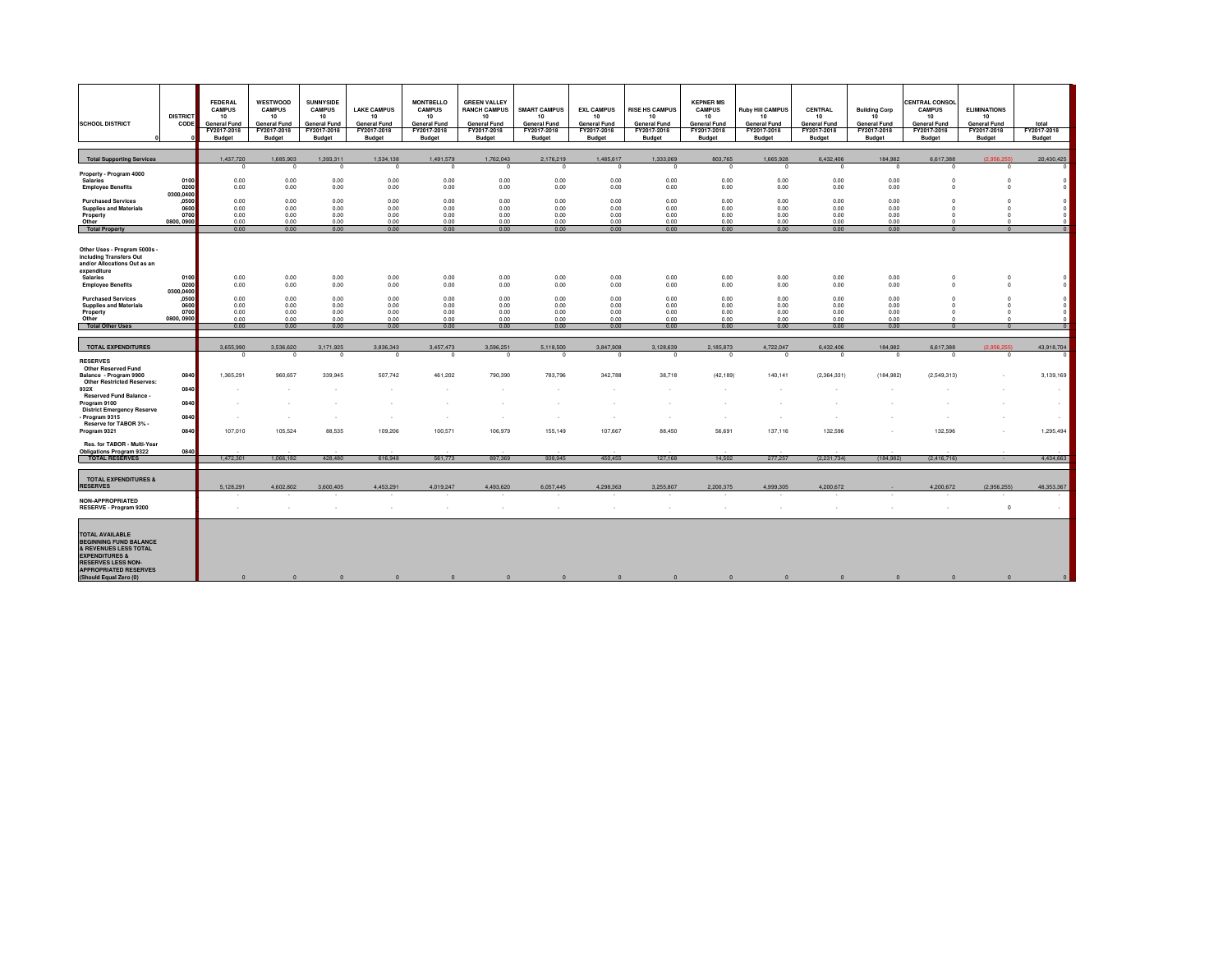| SCHOOL DISTRICT | DISTRICT CODE | FEDERAL CAMPUS 10 General Fund FY2017-2018 Budget | WESTWOOD CAMPUS 10 General Fund FY2017-2018 Budget | SUNNYSIDE CAMPUS 10 General Fund FY2017-2018 Budget | LAKE CAMPUS 10 General Fund FY2017-2018 Budget | MONTBELLO CAMPUS 10 General Fund FY2017-2018 Budget | GREEN VALLEY RANCH CAMPUS 10 General Fund FY2017-2018 Budget | SMART CAMPUS 10 General Fund FY2017-2018 Budget | EXL CAMPUS 10 General Fund FY2017-2018 Budget | RISE HS CAMPUS 10 General Fund FY2017-2018 Budget | KEPNER MS CAMPUS 10 General Fund FY2017-2018 Budget | Ruby Hill CAMPUS 10 General Fund FY2017-2018 Budget | CENTRAL 10 General Fund FY2017-2018 Budget | Building Corp 10 General Fund FY2017-2018 Budget | CENTRAL CONSOL CAMPUS 10 General Fund FY2017-2018 Budget | ELIMINATIONS 10 General Fund FY2017-2018 Budget | total FY2017-2018 Budget |
|---|---|---|---|---|---|---|---|---|---|---|---|---|---|---|---|---|---|
| 0 | 0 | | | | | | | | | | | | | | | | |
| **Total Supporting Services** | | 1,437,720 | 1,685,903 | 1,393,311 | 1,534,138 | 1,491,579 | 1,762,043 | 2,176,219 | 1,485,617 | 1,333,069 | 803,765 | 1,665,928 | 6,432,406 | 184,982 | 6,617,388 | (2,956,255) | 20,430,425 |
| | | 0 | 0 | 0 | 0 | 0 | 0 | 0 | 0 | 0 | 0 | 0 | 0 | 0 | 0 | 0 | 0 |
| **Property - Program 4000** | | | | | | | | | | | | | | | | | |
| Salaries | 0100 | 0.00 | 0.00 | 0.00 | 0.00 | 0.00 | 0.00 | 0.00 | 0.00 | 0.00 | 0.00 | 0.00 | 0.00 | 0.00 | 0 | 0 | 0 |
| Employee Benefits | 0200 | 0.00 | 0.00 | 0.00 | 0.00 | 0.00 | 0.00 | 0.00 | 0.00 | 0.00 | 0.00 | 0.00 | 0.00 | 0.00 | 0 | 0 | 0 |
| Purchased Services | 0300,0400,0500 | 0.00 | 0.00 | 0.00 | 0.00 | 0.00 | 0.00 | 0.00 | 0.00 | 0.00 | 0.00 | 0.00 | 0.00 | 0.00 | 0 | 0 | 0 |
| Supplies and Materials | 0600 | 0.00 | 0.00 | 0.00 | 0.00 | 0.00 | 0.00 | 0.00 | 0.00 | 0.00 | 0.00 | 0.00 | 0.00 | 0.00 | 0 | 0 | 0 |
| Property | 0700 | 0.00 | 0.00 | 0.00 | 0.00 | 0.00 | 0.00 | 0.00 | 0.00 | 0.00 | 0.00 | 0.00 | 0.00 | 0.00 | 0 | 0 | 0 |
| Other | 0800, 0900 | 0.00 | 0.00 | 0.00 | 0.00 | 0.00 | 0.00 | 0.00 | 0.00 | 0.00 | 0.00 | 0.00 | 0.00 | 0.00 | 0 | 0 | 0 |
| **Total Property** | | 0.00 | 0.00 | 0.00 | 0.00 | 0.00 | 0.00 | 0.00 | 0.00 | 0.00 | 0.00 | 0.00 | 0.00 | 0.00 | 0 | 0 | 0 |
| **Other Uses - Program 5000s - including Transfers Out and/or Allocations Out as an expenditure** | | | | | | | | | | | | | | | | | |
| Salaries | 0100 | 0.00 | 0.00 | 0.00 | 0.00 | 0.00 | 0.00 | 0.00 | 0.00 | 0.00 | 0.00 | 0.00 | 0.00 | 0.00 | 0 | 0 | 0 |
| Employee Benefits | 0200 | 0.00 | 0.00 | 0.00 | 0.00 | 0.00 | 0.00 | 0.00 | 0.00 | 0.00 | 0.00 | 0.00 | 0.00 | 0.00 | 0 | 0 | 0 |
| Purchased Services | 0300,0400,0500 | 0.00 | 0.00 | 0.00 | 0.00 | 0.00 | 0.00 | 0.00 | 0.00 | 0.00 | 0.00 | 0.00 | 0.00 | 0.00 | 0 | 0 | 0 |
| Supplies and Materials | 0600 | 0.00 | 0.00 | 0.00 | 0.00 | 0.00 | 0.00 | 0.00 | 0.00 | 0.00 | 0.00 | 0.00 | 0.00 | 0.00 | 0 | 0 | 0 |
| Property | 0700 | 0.00 | 0.00 | 0.00 | 0.00 | 0.00 | 0.00 | 0.00 | 0.00 | 0.00 | 0.00 | 0.00 | 0.00 | 0.00 | 0 | 0 | 0 |
| Other | 0800, 0900 | 0.00 | 0.00 | 0.00 | 0.00 | 0.00 | 0.00 | 0.00 | 0.00 | 0.00 | 0.00 | 0.00 | 0.00 | 0.00 | 0 | 0 | 0 |
| **Total Other Uses** | | 0.00 | 0.00 | 0.00 | 0.00 | 0.00 | 0.00 | 0.00 | 0.00 | 0.00 | 0.00 | 0.00 | 0.00 | 0.00 | 0 | 0 | 0 |
| **TOTAL EXPENDITURES** | | 3,655,990 | 3,536,620 | 3,171,925 | 3,836,343 | 3,457,473 | 3,596,251 | 5,118,500 | 3,847,908 | 3,128,639 | 2,185,873 | 4,722,047 | 6,432,406 | 184,982 | 6,617,388 | (2,956,255) | 43,918,704 |
| | | 0 | 0 | 0 | 0 | 0 | 0 | 0 | 0 | 0 | 0 | 0 | 0 | 0 | 0 | 0 | 0 |
| **RESERVES** | | | | | | | | | | | | | | | | | |
| Other Reserved Fund Balance - Program 9900 | 0840 | 1,365,291 | 960,657 | 339,945 | 507,742 | 461,202 | 790,390 | 783,796 | 342,788 | 38,718 | (42,189) | 140,141 | (2,364,331) | (184,982) | (2,549,313) | - | 3,139,169 |
| Other Restricted Reserves: 932X | 0840 | - | - | - | - | - | - | - | - | - | - | - | - | - | - | - | - |
| Reserved Fund Balance - Program 9100 | 0840 | - | - | - | - | - | - | - | - | - | - | - | - | - | - | - | - |
| District Emergency Reserve - Program 9315 | 0840 | - | - | - | - | - | - | - | - | - | - | - | - | - | - | - | - |
| Reserve for TABOR 3% - Program 9321 | 0840 | 107,010 | 105,524 | 88,535 | 109,206 | 100,571 | 106,979 | 155,149 | 107,667 | 88,450 | 56,691 | 137,116 | 132,596 | - | 132,596 | - | 1,295,494 |
| Res. for TABOR - Multi-Year Obligations Program 9322 | 0840 | - | - | - | - | - | - | - | - | - | - | - | - | - | - | - | - |
| **TOTAL RESERVES** | | 1,472,301 | 1,066,182 | 428,480 | 616,948 | 561,773 | 897,369 | 938,945 | 450,455 | 127,168 | 14,502 | 277,257 | (2,231,734) | (184,982) | (2,416,716) | - | 4,434,663 |
| **TOTAL EXPENDITURES & RESERVES** | | 5,128,291 | 4,602,802 | 3,600,405 | 4,453,291 | 4,019,247 | 4,493,620 | 6,057,445 | 4,298,363 | 3,255,807 | 2,200,375 | 4,999,305 | 4,200,672 | - | 4,200,672 | (2,956,255) | 48,353,367 |
| | | - | - | - | - | - | - | - | - | - | - | - | - | - | - | - | - |
| **NON-APPROPRIATED RESERVE - Program 9200** | | - | - | - | - | - | - | - | - | - | - | - | - | - | - | 0 | - |
| **TOTAL AVAILABLE BEGINNING FUND BALANCE & REVENUES LESS TOTAL EXPENDITURES & RESERVES LESS NON-APPROPRIATED RESERVES (Should Equal Zero (0)** | | 0 | 0 | 0 | 0 | 0 | 0 | 0 | 0 | 0 | 0 | 0 | 0 | 0 | 0 | 0 | 0 |